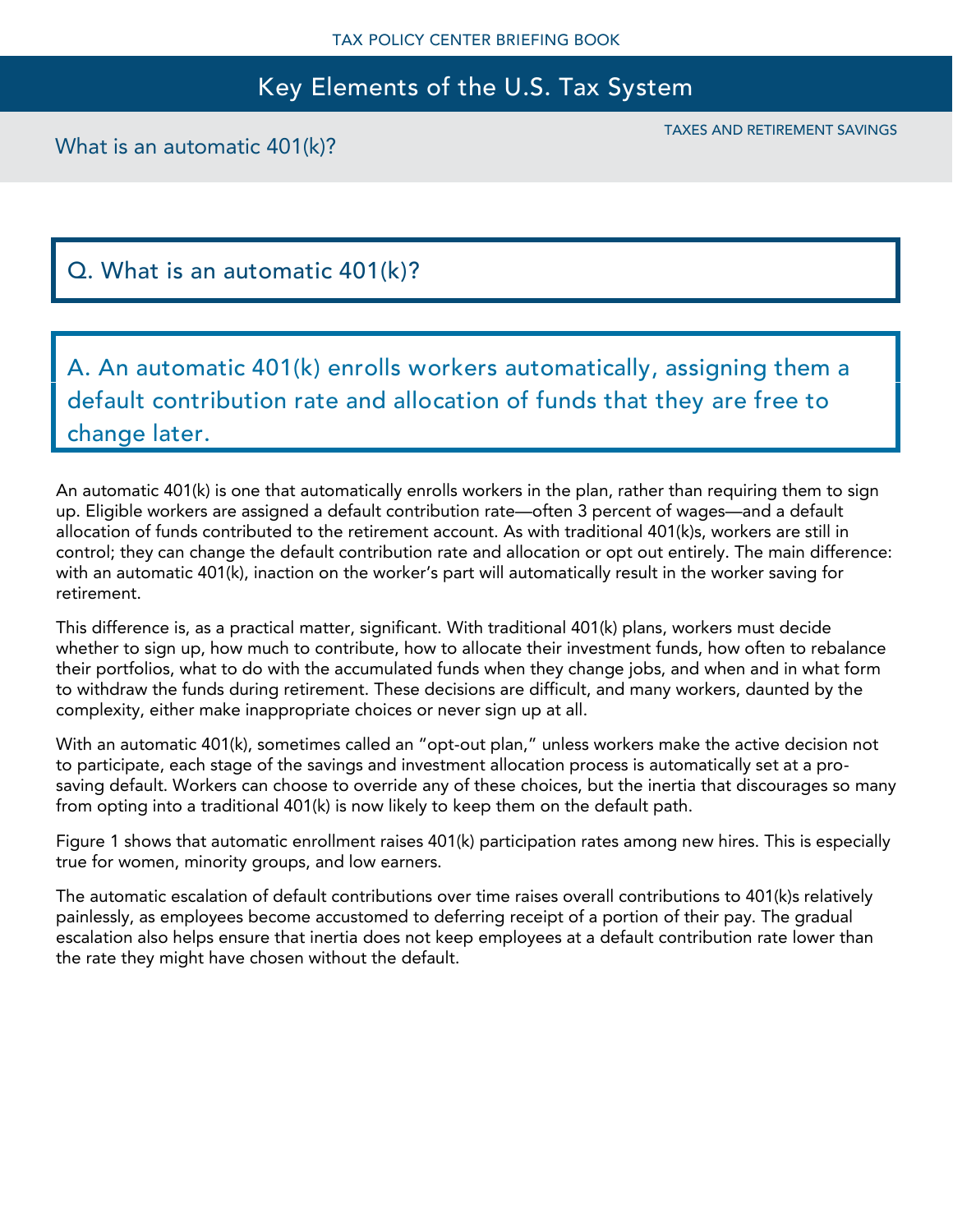# Key Elements of the U.S. Tax System

TAXES AND RETIREMENT SAVINGS

What is an automatic 401(k)?

## Q. What is an automatic 401(k)?

## A. An automatic 401(k) enrolls workers automatically, assigning them a default contribution rate and allocation of funds that they are free to change later.

An automatic 401(k) is one that automatically enrolls workers in the plan, rather than requiring them to sign up. Eligible workers are assigned a default contribution rate—often 3 percent of wages—and a default allocation of funds contributed to the retirement account. As with traditional 401(k)s, workers are still in control; they can change the default contribution rate and allocation or opt out entirely. The main difference: with an automatic 401(k), inaction on the worker's part will automatically result in the worker saving for retirement.

This difference is, as a practical matter, significant. With traditional 401(k) plans, workers must decide whether to sign up, how much to contribute, how to allocate their investment funds, how often to rebalance their portfolios, what to do with the accumulated funds when they change jobs, and when and in what form to withdraw the funds during retirement. These decisions are difficult, and many workers, daunted by the complexity, either make inappropriate choices or never sign up at all.

With an automatic 401(k), sometimes called an "opt-out plan," unless workers make the active decision not to participate, each stage of the savings and investment allocation process is automatically set at a pro-saving default. Workers can choose to override any of these choices, but the inertia that discourages so many from opting into a traditional 401(k) is now likely to keep them on the default path.

Figure 1 shows that automatic enrollment raises 401(k) participation rates among new hires. This is especially true for women, minority groups, and low earners.

The automatic escalation of default contributions over time raises overall contributions to 401(k)s relatively painlessly, as employees become accustomed to deferring receipt of a portion of their pay. The gradual escalation also helps ensure that inertia does not keep employees at a default contribution rate lower than the rate they might have chosen without the default.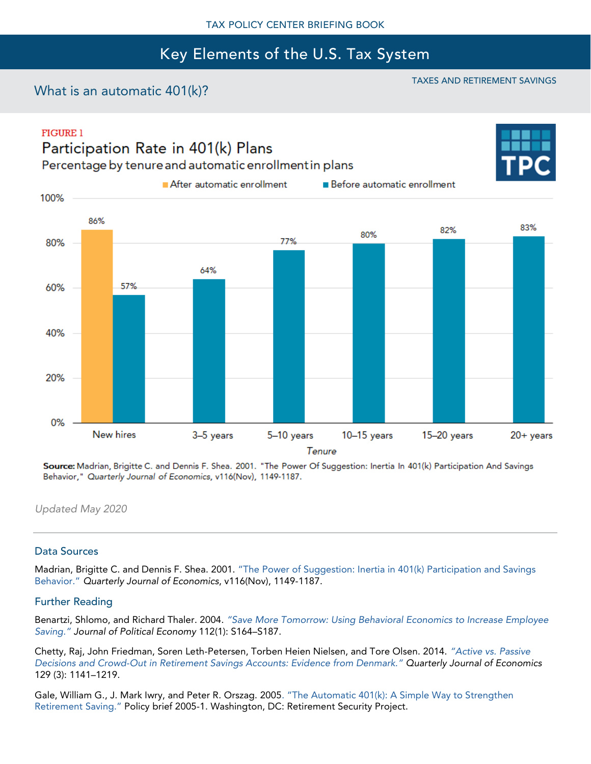TAX POLICY CENTER BRIEFING BOOK

# Key Elements of the U.S. Tax System

TAXES AND RETIREMENT SAVINGS

## What is an automatic 401(k)?

FIGURE 1

### Participation Rate in 401(k) Plans

Percentage by tenure and automatic enrollment in plans

| Tenure | After automatic enrollment | Before automatic enrollment |
| --- | --- | --- |
| New hires | 86% | 57% |
| 3–5 years | | 64% |
| 5–10 years | | 77% |
| 10–15 years | | 80% |
| 15–20 years | | 82% |
| 20+ years | | 83% |

**Source:** Madrian, Brigitte C. and Dennis F. Shea. 2001. "The Power Of Suggestion: Inertia In 401(k) Participation And Savings Behavior," *Quarterly Journal of Economics*, v116(Nov), 1149-1187.

*Updated May 2020*

---

### Data Sources

Madrian, Brigitte C. and Dennis F. Shea. 2001. "The Power of Suggestion: Inertia in 401(k) Participation and Savings Behavior." *Quarterly Journal of Economics*, v116(Nov), 1149-1187.

### Further Reading

Benartzi, Shlomo, and Richard Thaler. 2004. *"Save More Tomorrow: Using Behavioral Economics to Increase Employee Saving." Journal of Political Economy* 112(1): S164–S187.

Chetty, Raj, John Friedman, Soren Leth-Petersen, Torben Heien Nielsen, and Tore Olsen. 2014. *"Active vs. Passive Decisions and Crowd-Out in Retirement Savings Accounts: Evidence from Denmark." Quarterly Journal of Economics* 129 (3): 1141–1219.

Gale, William G., J. Mark Iwry, and Peter R. Orszag. 2005. "The Automatic 401(k): A Simple Way to Strengthen Retirement Saving." Policy brief 2005-1. Washington, DC: Retirement Security Project.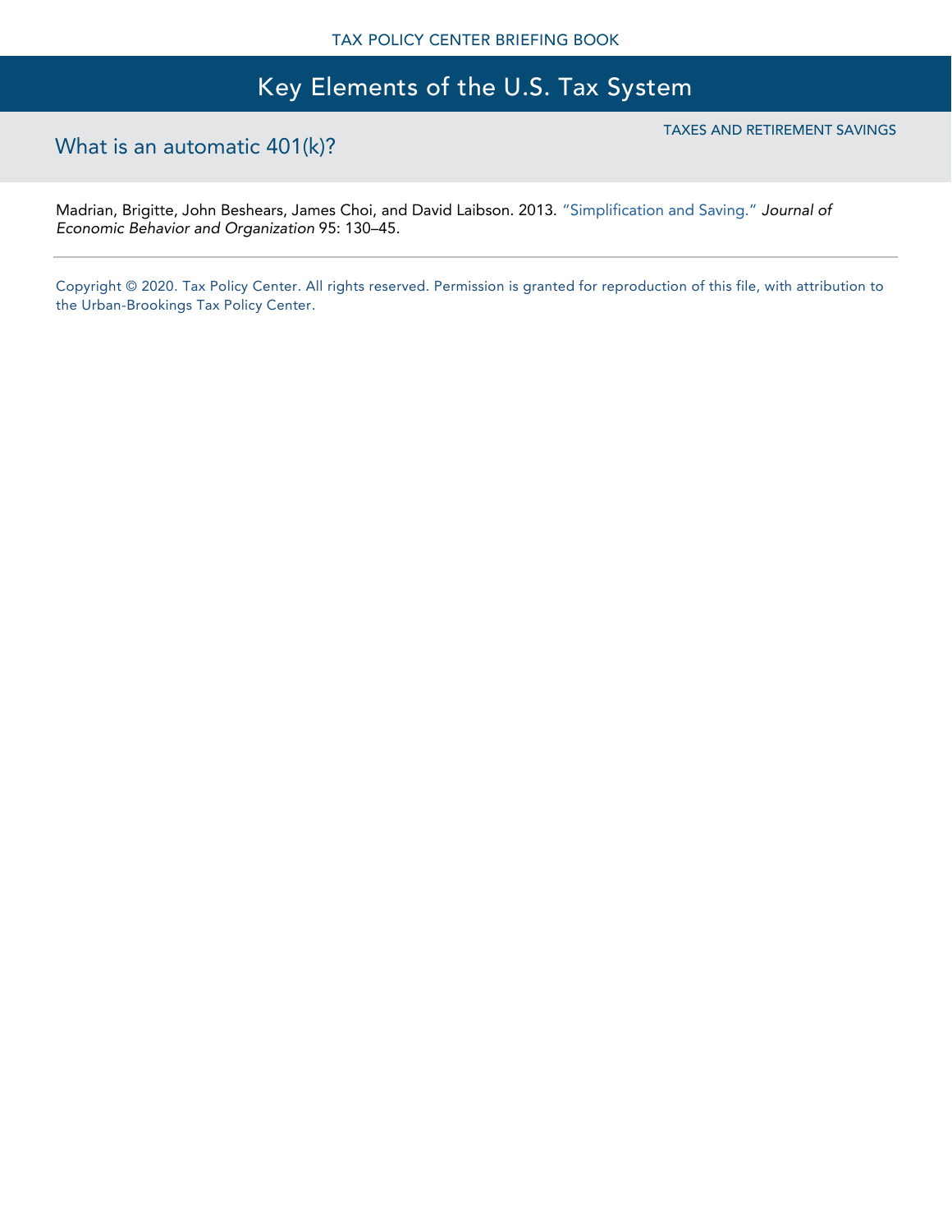Madrian, Brigitte, John Beshears, James Choi, and David Laibson. 2013. "Simplification and Saving." *Journal of Economic Behavior and Organization* 95: 130–45.

---

Copyright © 2020. Tax Policy Center. All rights reserved. Permission is granted for reproduction of this file, with attribution to the Urban-Brookings Tax Policy Center.